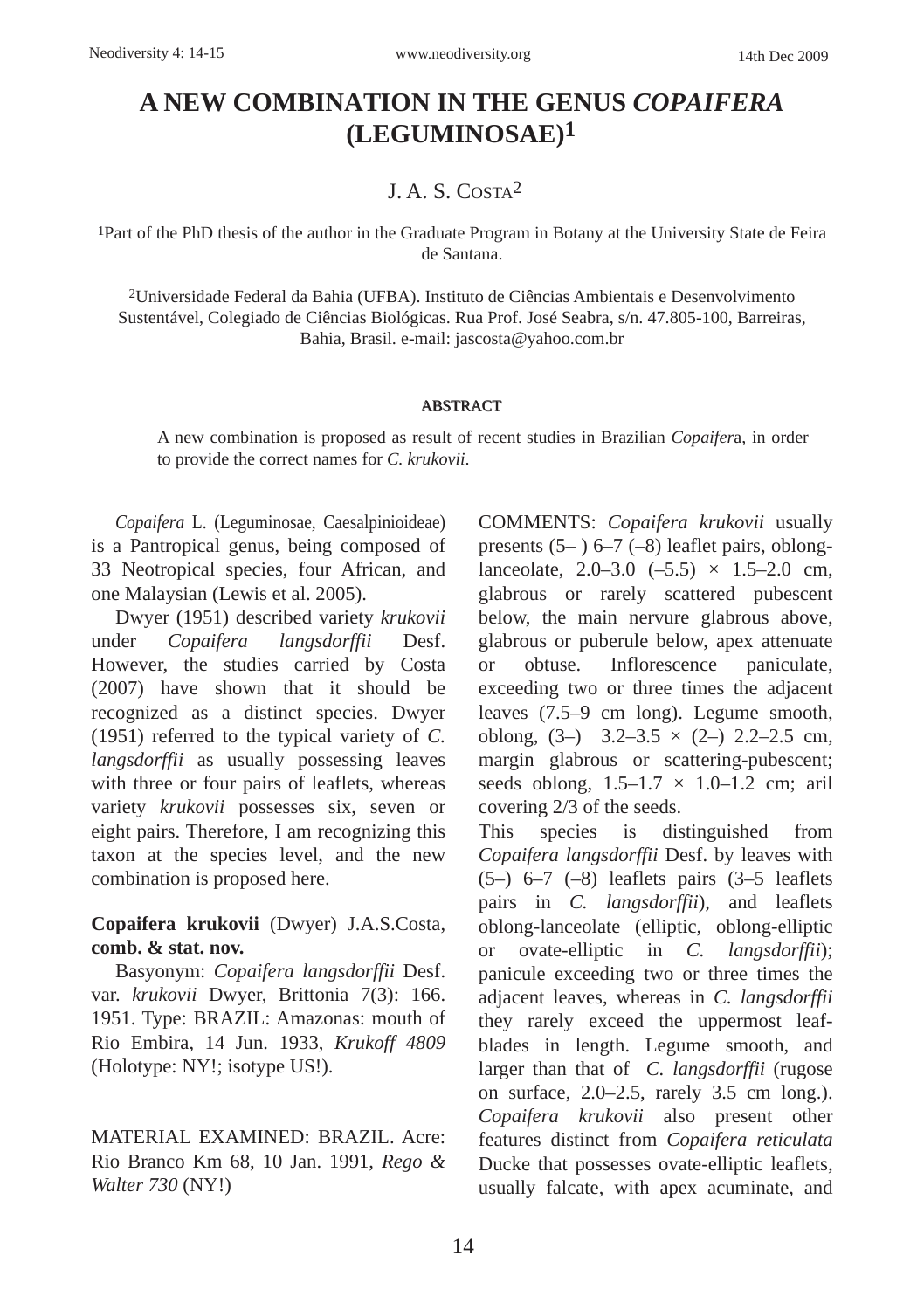# A NEW COMBINATION IN THE GENUS *COPAIFERA* (LEGUMINOSAE)[1]

J. A. S. Costa[2]

[1]Part of the PhD thesis of the author in the Graduate Program in Botany at the University State de Feira de Santana.

[2]Universidade Federal da Bahia (UFBA). Instituto de Ciências Ambientais e Desenvolvimento Sustentável, Colegiado de Ciências Biológicas. Rua Prof. José Seabra, s/n. 47.805-100, Barreiras, Bahia, Brasil. e-mail: jascosta@yahoo.com.br

## ABSTRACT

A new combination is proposed as result of recent studies in Brazilian *Copaifer*a, in order to provide the correct names for *C. krukovii*.

*Copaifera* L. (Leguminosae, Caesalpinioideae) is a Pantropical genus, being composed of 33 Neotropical species, four African, and one Malaysian (Lewis et al. 2005).

Dwyer (1951) described variety *krukovii* under *Copaifera langsdorffii* Desf. However, the studies carried by Costa (2007) have shown that it should be recognized as a distinct species. Dwyer (1951) referred to the typical variety of *C. langsdorffii* as usually possessing leaves with three or four pairs of leaflets, whereas variety *krukovii* possesses six, seven or eight pairs. Therefore, I am recognizing this taxon at the species level, and the new combination is proposed here.

**Copaifera krukovii** (Dwyer) J.A.S.Costa, **comb. & stat. nov.**

Basyonym: *Copaifera langsdorffii* Desf. var*. krukovii* Dwyer, Brittonia 7(3): 166. 1951. Type: BRAZIL: Amazonas: mouth of Rio Embira, 14 Jun. 1933, *Krukoff 4809* (Holotype: NY!; isotype US!).

MATERIAL EXAMINED: BRAZIL. Acre: Rio Branco Km 68, 10 Jan. 1991, *Rego & Walter 730* (NY!)

COMMENTS: *Copaifera krukovii* usually presents (5– ) 6–7 (–8) leaflet pairs, oblong-lanceolate, 2.0–3.0 (–5.5) × 1.5–2.0 cm, glabrous or rarely scattered pubescent below, the main nervure glabrous above, glabrous or puberule below, apex attenuate or obtuse. Inflorescence paniculate, exceeding two or three times the adjacent leaves (7.5–9 cm long). Legume smooth, oblong, (3–) 3.2–3.5 × (2–) 2.2–2.5 cm, margin glabrous or scattering-pubescent; seeds oblong, 1.5–1.7 × 1.0–1.2 cm; aril covering 2/3 of the seeds.

This species is distinguished from *Copaifera langsdorffii* Desf. by leaves with (5–) 6–7 (–8) leaflets pairs (3–5 leaflets pairs in *C. langsdorffii*), and leaflets oblong-lanceolate (elliptic, oblong-elliptic or ovate-elliptic in *C. langsdorffii*); panicule exceeding two or three times the adjacent leaves, whereas in *C. langsdorffii* they rarely exceed the uppermost leaf-blades in length. Legume smooth, and larger than that of *C. langsdorffii* (rugose on surface, 2.0–2.5, rarely 3.5 cm long.). *Copaifera krukovii* also present other features distinct from *Copaifera reticulata* Ducke that possesses ovate-elliptic leaflets, usually falcate, with apex acuminate, and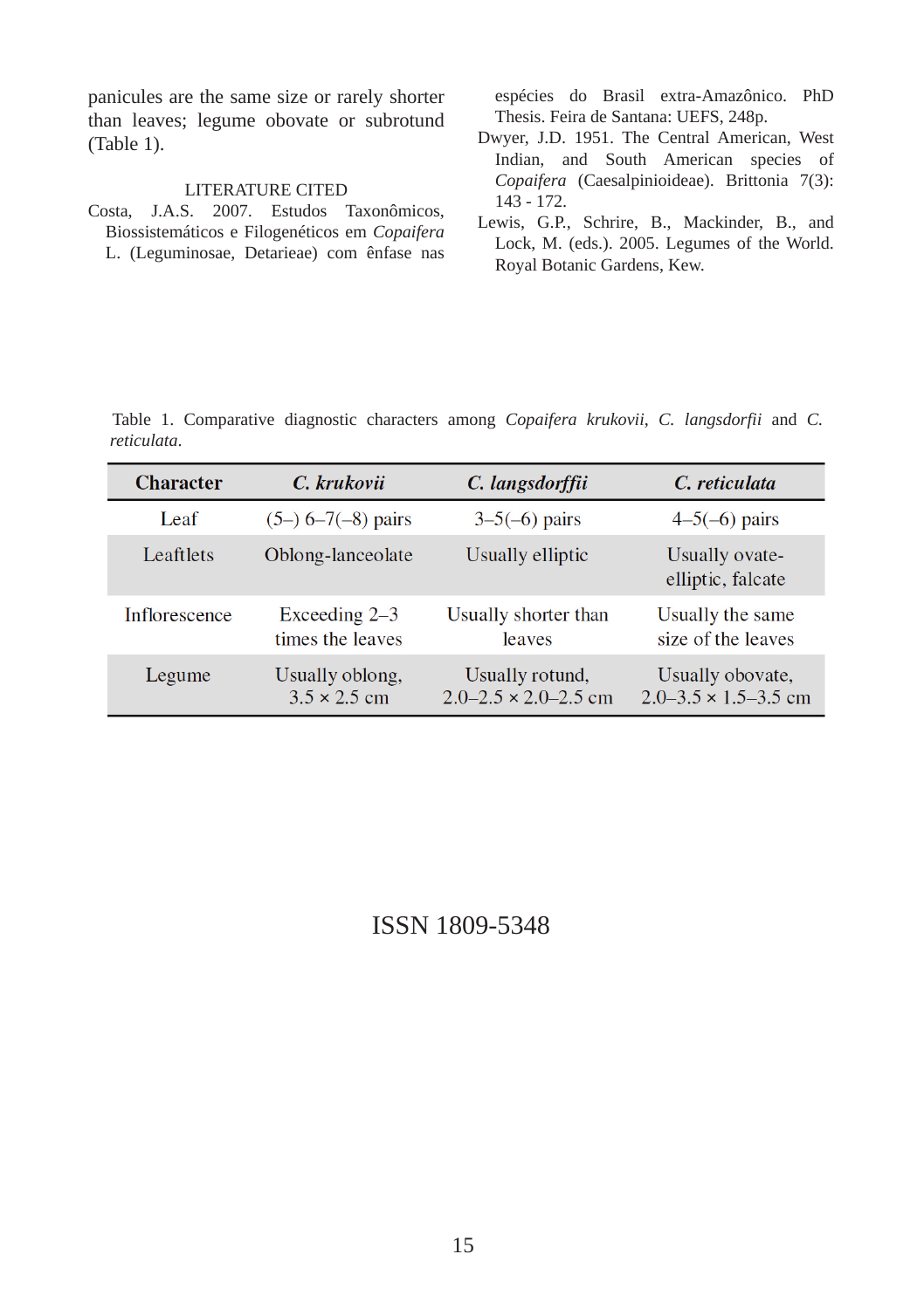panicules are the same size or rarely shorter than leaves; legume obovate or subrotund (Table 1).

## LITERATURE CITED

Costa, J.A.S. 2007. Estudos Taxonômicos, Biossistemáticos e Filogenéticos em *Copaifera* L. (Leguminosae, Detarieae) com ênfase nas espécies do Brasil extra-Amazônico. PhD Thesis. Feira de Santana: UEFS, 248p.

Dwyer, J.D. 1951. The Central American, West Indian, and South American species of *Copaifera* (Caesalpinioideae). Brittonia 7(3): 143 - 172.

Lewis, G.P., Schrire, B., Mackinder, B., and Lock, M. (eds.). 2005. Legumes of the World. Royal Botanic Gardens, Kew.

Table 1. Comparative diagnostic characters among *Copaifera krukovii*, *C. langsdorfii* and *C. reticulata*.

| **Character** | ***C. krukovii*** | ***C. langsdorffii*** | ***C. reticulata*** |
|---|---|---|---|
| Leaf | (5–) 6–7(–8) pairs | 3–5(–6) pairs | 4–5(–6) pairs |
| Leaftlets | Oblong-lanceolate | Usually elliptic | Usually ovate-elliptic, falcate |
| Inflorescence | Exceeding 2–3 times the leaves | Usually shorter than leaves | Usually the same size of the leaves |
| Legume | Usually oblong, 3.5 × 2.5 cm | Usually rotund, 2.0–2.5 × 2.0–2.5 cm | Usually obovate, 2.0–3.5 × 1.5–3.5 cm |

ISSN 1809-5348